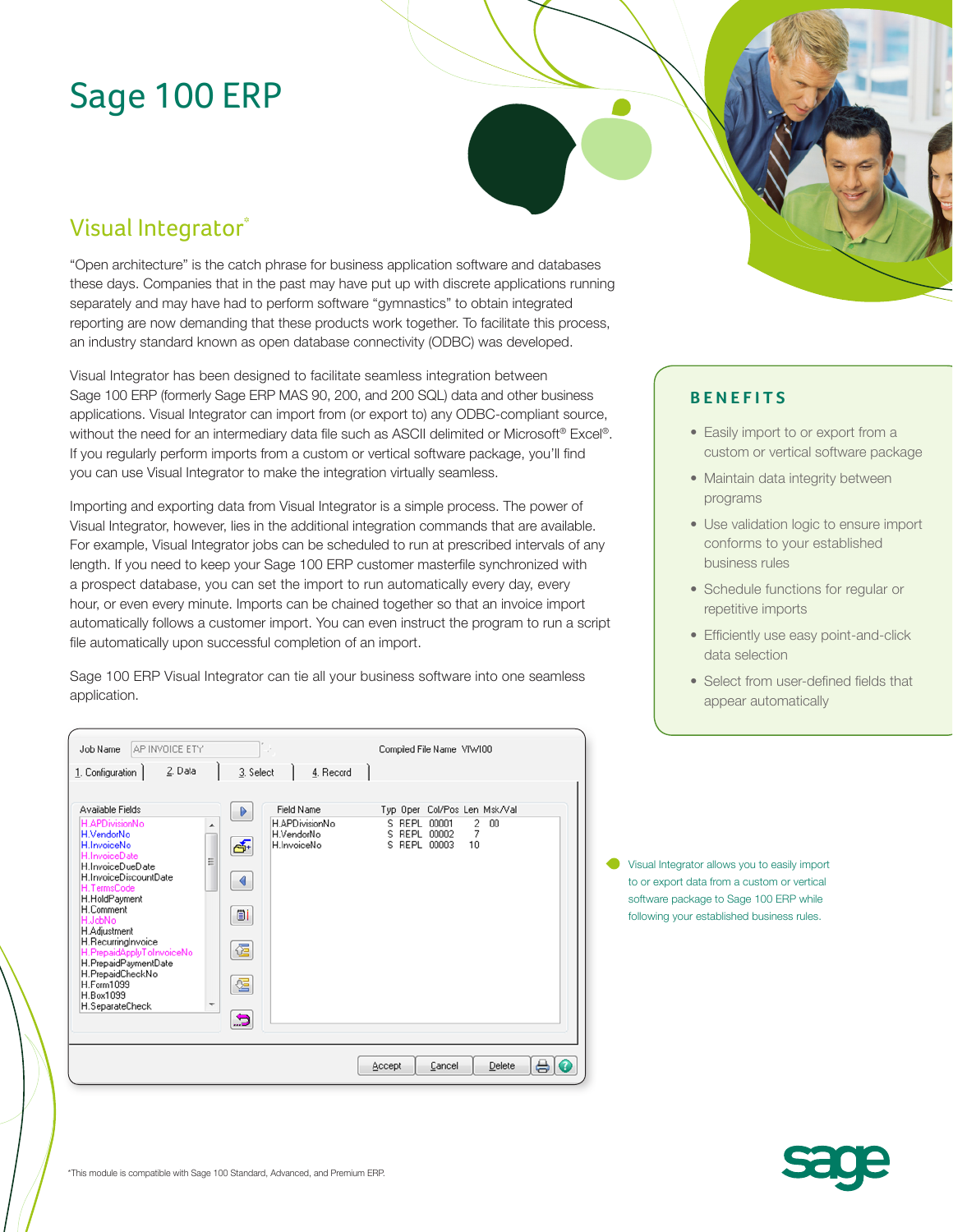# Sage 100 ERP

## Visual Integrator*

"Open architecture" is the catch phrase for business application software and databases these days. Companies that in the past may have put up with discrete applications running separately and may have had to perform software "gymnastics" to obtain integrated reporting are now demanding that these products work together. To facilitate this process, an industry standard known as open database connectivity (ODBC) was developed.

Visual Integrator has been designed to facilitate seamless integration between Sage 100 ERP (formerly Sage ERP MAS 90, 200, and 200 SQL) data and other business applications. Visual Integrator can import from (or export to) any ODBC-compliant source, without the need for an intermediary data file such as ASCII delimited or Microsoft® Excel®. If you regularly perform imports from a custom or vertical software package, you'll find you can use Visual Integrator to make the integration virtually seamless.

Importing and exporting data from Visual Integrator is a simple process. The power of Visual Integrator, however, lies in the additional integration commands that are available. For example, Visual Integrator jobs can be scheduled to run at prescribed intervals of any length. If you need to keep your Sage 100 ERP customer masterfile synchronized with a prospect database, you can set the import to run automatically every day, every hour, or even every minute. Imports can be chained together so that an invoice import automatically follows a customer import. You can even instruct the program to run a script file automatically upon successful completion of an import.

Sage 100 ERP Visual Integrator can tie all your business software into one seamless application.

### BENEFITS

- Easily import to or export from a custom or vertical software package
- Maintain data integrity between programs
- Use validation logic to ensure import conforms to your established business rules
- Schedule functions for regular or repetitive imports
- Efficiently use easy point-and-click data selection
- Select from user-defined fields that appear automatically

Visual Integrator allows you to easily import to or export data from a custom or vertical software package to Sage 100 ERP while following your established business rules.

*This module is compatible with Sage 100 Standard, Advanced, and Premium ERP.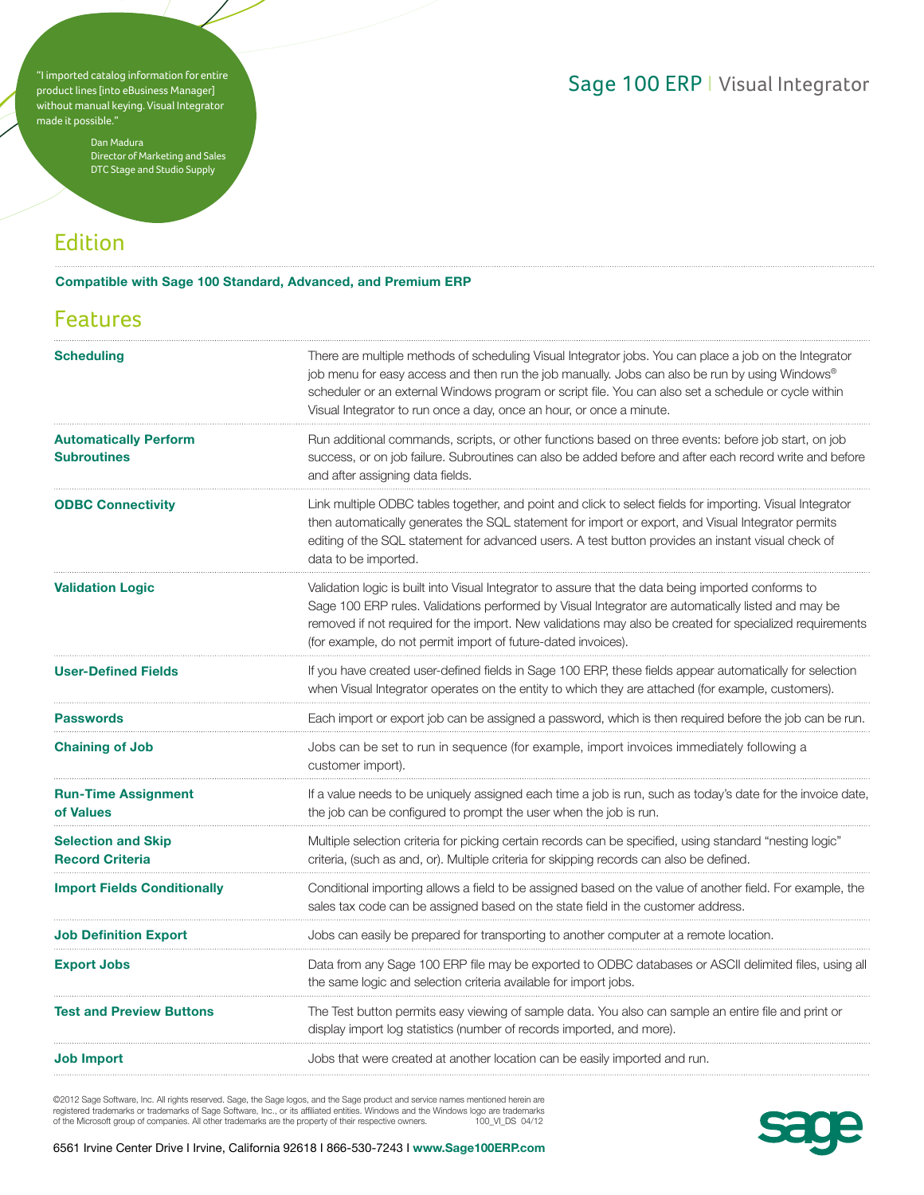"I imported catalog information for entire product lines [into eBusiness Manager] without manual keying. Visual Integrator made it possible."

Dan Madura
Director of Marketing and Sales
DTC Stage and Studio Supply

# Sage 100 ERP | Visual Integrator

## Edition

**Compatible with Sage 100 Standard, Advanced, and Premium ERP**

## Features

| | |
|---|---|
| **Scheduling** | There are multiple methods of scheduling Visual Integrator jobs. You can place a job on the Integrator job menu for easy access and then run the job manually. Jobs can also be run by using Windows® scheduler or an external Windows program or script file. You can also set a schedule or cycle within Visual Integrator to run once a day, once an hour, or once a minute. |
| **Automatically Perform Subroutines** | Run additional commands, scripts, or other functions based on three events: before job start, on job success, or on job failure. Subroutines can also be added before and after each record write and before and after assigning data fields. |
| **ODBC Connectivity** | Link multiple ODBC tables together, and point and click to select fields for importing. Visual Integrator then automatically generates the SQL statement for import or export, and Visual Integrator permits editing of the SQL statement for advanced users. A test button provides an instant visual check of data to be imported. |
| **Validation Logic** | Validation logic is built into Visual Integrator to assure that the data being imported conforms to Sage 100 ERP rules. Validations performed by Visual Integrator are automatically listed and may be removed if not required for the import. New validations may also be created for specialized requirements (for example, do not permit import of future-dated invoices). |
| **User-Defined Fields** | If you have created user-defined fields in Sage 100 ERP, these fields appear automatically for selection when Visual Integrator operates on the entity to which they are attached (for example, customers). |
| **Passwords** | Each import or export job can be assigned a password, which is then required before the job can be run. |
| **Chaining of Job** | Jobs can be set to run in sequence (for example, import invoices immediately following a customer import). |
| **Run-Time Assignment of Values** | If a value needs to be uniquely assigned each time a job is run, such as today's date for the invoice date, the job can be configured to prompt the user when the job is run. |
| **Selection and Skip Record Criteria** | Multiple selection criteria for picking certain records can be specified, using standard "nesting logic" criteria, (such as and, or). Multiple criteria for skipping records can also be defined. |
| **Import Fields Conditionally** | Conditional importing allows a field to be assigned based on the value of another field. For example, the sales tax code can be assigned based on the state field in the customer address. |
| **Job Definition Export** | Jobs can easily be prepared for transporting to another computer at a remote location. |
| **Export Jobs** | Data from any Sage 100 ERP file may be exported to ODBC databases or ASCII delimited files, using all the same logic and selection criteria available for import jobs. |
| **Test and Preview Buttons** | The Test button permits easy viewing of sample data. You also can sample an entire file and print or display import log statistics (number of records imported, and more). |
| **Job Import** | Jobs that were created at another location can be easily imported and run. |

©2012 Sage Software, Inc. All rights reserved. Sage, the Sage logos, and the Sage product and service names mentioned herein are registered trademarks or trademarks of Sage Software, Inc., or its affiliated entities. Windows and the Windows logo are trademarks of the Microsoft group of companies. All other trademarks are the property of their respective owners. 100_VI_DS 04/12

6561 Irvine Center Drive I Irvine, California 92618 I 866-530-7243 I **www.Sage100ERP.com**